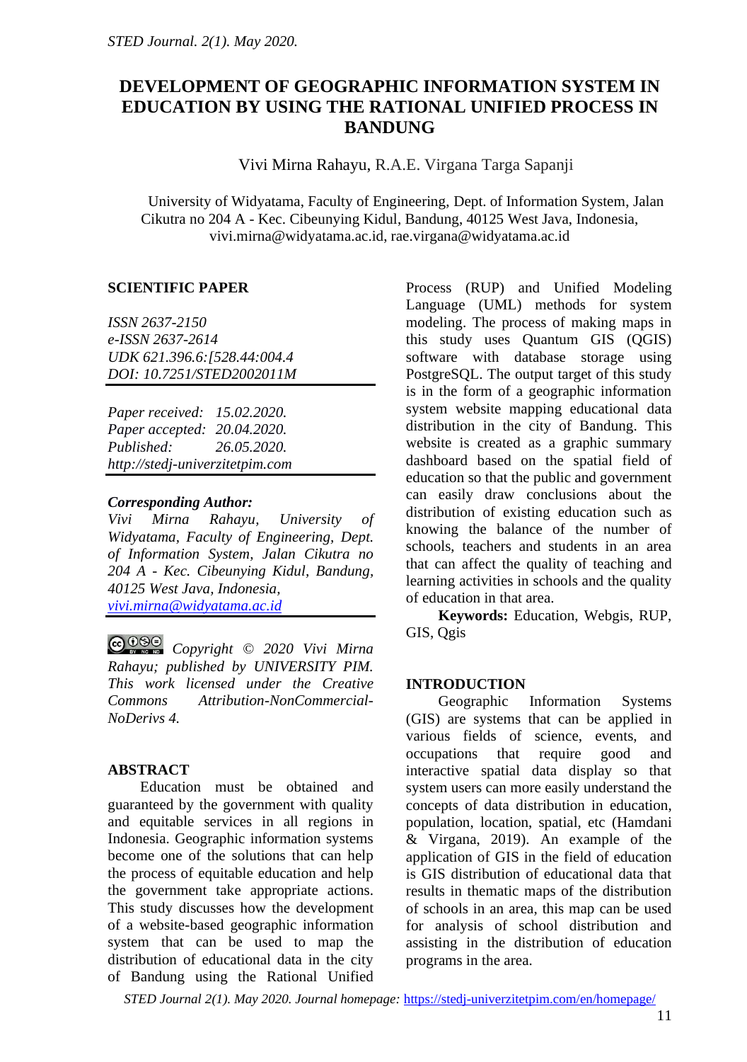# DEVELOPMENT OF GEOGRAPHIC INFORMATION SYSTEM IN EDUCATION BY USING THE RATIONAL UNIFIED PROCESS IN BANDUNG

Vivi Mirna Rahayu, R.A.E. Virgana Targa Sapanji

University of Widyatama, Faculty of Engineering, Dept. of Information System, Jalan Cikutra no 204 A - Kec. Cibeunying Kidul, Bandung, 40125 West Java, Indonesia, vivi.mirna@widyatama.ac.id, rae.virgana@widyatama.ac.id

**SCIENTIFIC PAPER**

*ISSN 2637-2150*
*e-ISSN 2637-2614*
*UDK 621.396.6:[528.44:004.4*
*DOI: 10.7251/STED2002011M*

*Paper received: 15.02.2020.*
*Paper accepted: 20.04.2020.*
*Published: 26.05.2020.*
*http://stedj-univerzitetpim.com*

***Corresponding Author:***
*Vivi Mirna Rahayu, University of Widyatama, Faculty of Engineering, Dept. of Information System, Jalan Cikutra no 204 A - Kec. Cibeunying Kidul, Bandung, 40125 West Java, Indonesia,*
*vivi.mirna@widyatama.ac.id*

*Copyright © 2020 Vivi Mirna Rahayu; published by UNIVERSITY PIM. This work licensed under the Creative Commons Attribution-NonCommercial-NoDerivs 4.*

## ABSTRACT

Education must be obtained and guaranteed by the government with quality and equitable services in all regions in Indonesia. Geographic information systems become one of the solutions that can help the process of equitable education and help the government take appropriate actions. This study discusses how the development of a website-based geographic information system that can be used to map the distribution of educational data in the city of Bandung using the Rational Unified Process (RUP) and Unified Modeling Language (UML) methods for system modeling. The process of making maps in this study uses Quantum GIS (QGIS) software with database storage using PostgreSQL. The output target of this study is in the form of a geographic information system website mapping educational data distribution in the city of Bandung. This website is created as a graphic summary dashboard based on the spatial field of education so that the public and government can easily draw conclusions about the distribution of existing education such as knowing the balance of the number of schools, teachers and students in an area that can affect the quality of teaching and learning activities in schools and the quality of education in that area.

**Keywords:** Education, Webgis, RUP, GIS, Qgis

## INTRODUCTION

Geographic Information Systems (GIS) are systems that can be applied in various fields of science, events, and occupations that require good and interactive spatial data display so that system users can more easily understand the concepts of data distribution in education, population, location, spatial, etc (Hamdani & Virgana, 2019). An example of the application of GIS in the field of education is GIS distribution of educational data that results in thematic maps of the distribution of schools in an area, this map can be used for analysis of school distribution and assisting in the distribution of education programs in the area.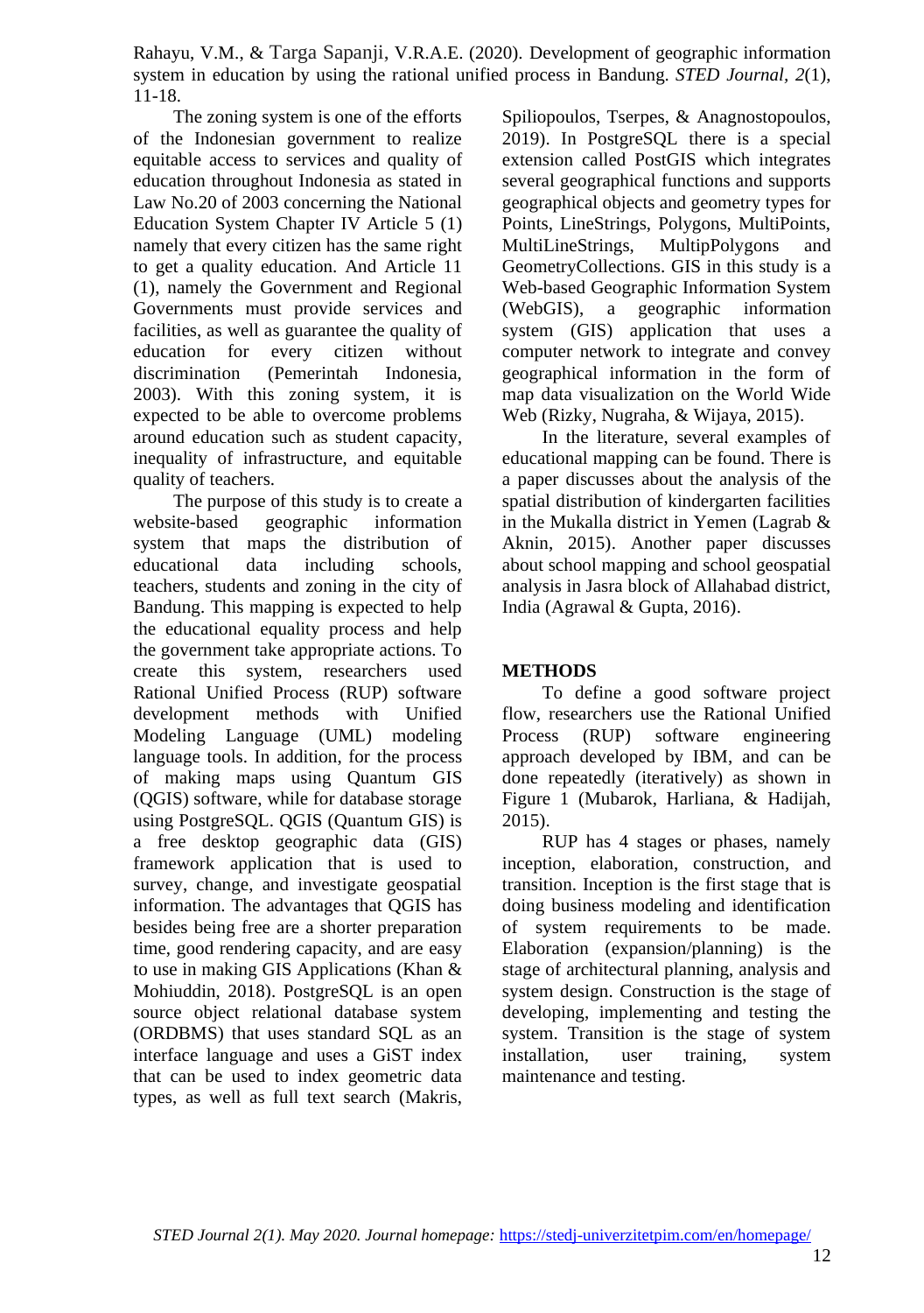The zoning system is one of the efforts of the Indonesian government to realize equitable access to services and quality of education throughout Indonesia as stated in Law No.20 of 2003 concerning the National Education System Chapter IV Article 5 (1) namely that every citizen has the same right to get a quality education. And Article 11 (1), namely the Government and Regional Governments must provide services and facilities, as well as guarantee the quality of education for every citizen without discrimination (Pemerintah Indonesia, 2003). With this zoning system, it is expected to be able to overcome problems around education such as student capacity, inequality of infrastructure, and equitable quality of teachers.

The purpose of this study is to create a website-based geographic information system that maps the distribution of educational data including schools, teachers, students and zoning in the city of Bandung. This mapping is expected to help the educational equality process and help the government take appropriate actions. To create this system, researchers used Rational Unified Process (RUP) software development methods with Unified Modeling Language (UML) modeling language tools. In addition, for the process of making maps using Quantum GIS (QGIS) software, while for database storage using PostgreSQL. QGIS (Quantum GIS) is a free desktop geographic data (GIS) framework application that is used to survey, change, and investigate geospatial information. The advantages that QGIS has besides being free are a shorter preparation time, good rendering capacity, and are easy to use in making GIS Applications (Khan & Mohiuddin, 2018). PostgreSQL is an open source object relational database system (ORDBMS) that uses standard SQL as an interface language and uses a GiST index that can be used to index geometric data types, as well as full text search (Makris, Spiliopoulos, Tserpes, & Anagnostopoulos, 2019). In PostgreSQL there is a special extension called PostGIS which integrates several geographical functions and supports geographical objects and geometry types for Points, LineStrings, Polygons, MultiPoints, MultiLineStrings, MultipPolygons and GeometryCollections. GIS in this study is a Web-based Geographic Information System (WebGIS), a geographic information system (GIS) application that uses a computer network to integrate and convey geographical information in the form of map data visualization on the World Wide Web (Rizky, Nugraha, & Wijaya, 2015).

In the literature, several examples of educational mapping can be found. There is a paper discusses about the analysis of the spatial distribution of kindergarten facilities in the Mukalla district in Yemen (Lagrab & Aknin, 2015). Another paper discusses about school mapping and school geospatial analysis in Jasra block of Allahabad district, India (Agrawal & Gupta, 2016).

## METHODS

To define a good software project flow, researchers use the Rational Unified Process (RUP) software engineering approach developed by IBM, and can be done repeatedly (iteratively) as shown in Figure 1 (Mubarok, Harliana, & Hadijah, 2015).

RUP has 4 stages or phases, namely inception, elaboration, construction, and transition. Inception is the first stage that is doing business modeling and identification of system requirements to be made. Elaboration (expansion/planning) is the stage of architectural planning, analysis and system design. Construction is the stage of developing, implementing and testing the system. Transition is the stage of system installation, user training, system maintenance and testing.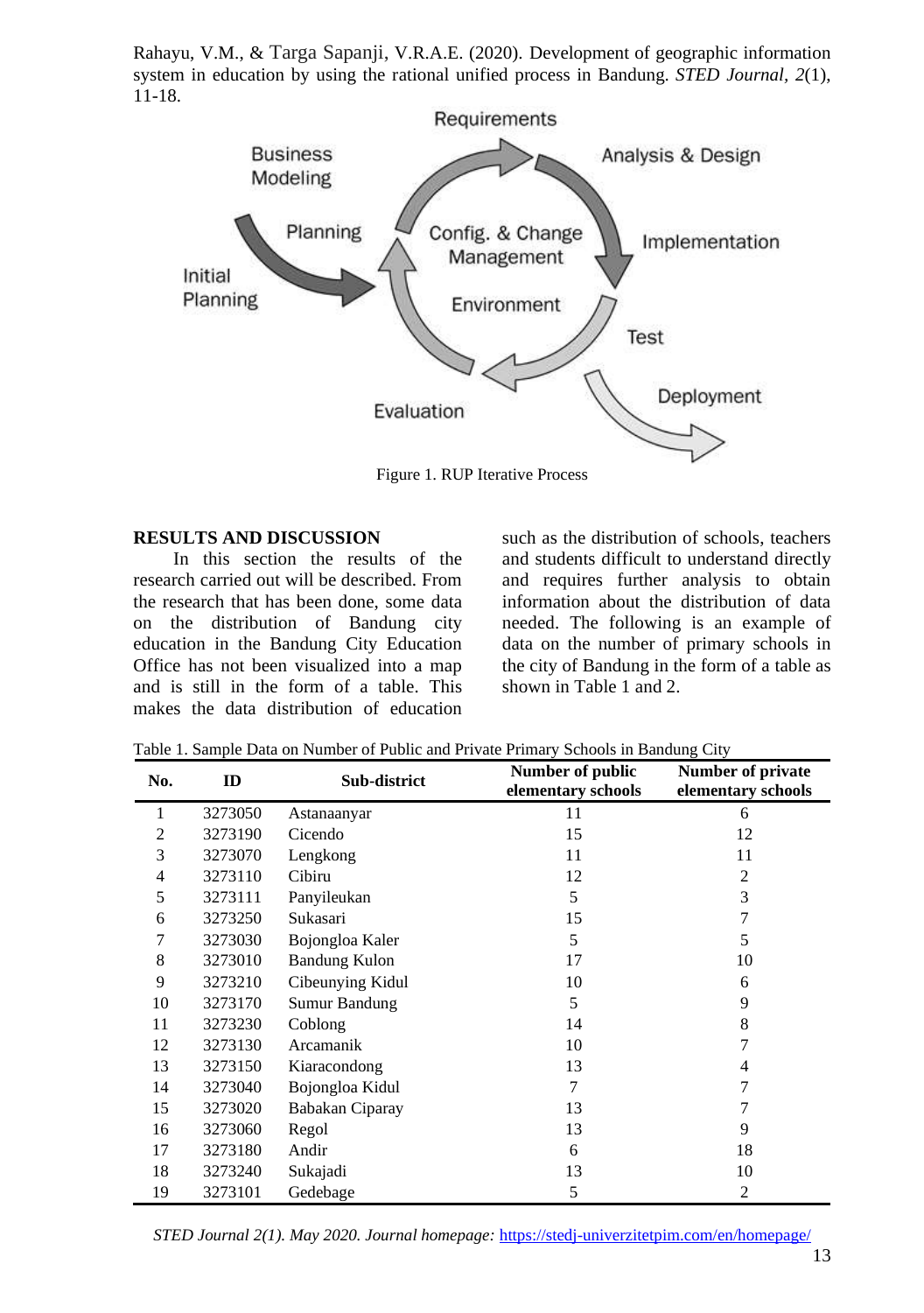Rahayu, V.M., & Targa Sapanji, V.R.A.E. (2020). Development of geographic information system in education by using the rational unified process in Bandung. *STED Journal*, *2*(1), 11-18.

Figure 1. RUP Iterative Process

## RESULTS AND DISCUSSION

In this section the results of the research carried out will be described. From the research that has been done, some data on the distribution of Bandung city education in the Bandung City Education Office has not been visualized into a map and is still in the form of a table. This makes the data distribution of education such as the distribution of schools, teachers and students difficult to understand directly and requires further analysis to obtain information about the distribution of data needed. The following is an example of data on the number of primary schools in the city of Bandung in the form of a table as shown in Table 1 and 2.

Table 1. Sample Data on Number of Public and Private Primary Schools in Bandung City

| No. | ID | Sub-district | Number of public elementary schools | Number of private elementary schools |
|---|---|---|---|---|
| 1 | 3273050 | Astanaanyar | 11 | 6 |
| 2 | 3273190 | Cicendo | 15 | 12 |
| 3 | 3273070 | Lengkong | 11 | 11 |
| 4 | 3273110 | Cibiru | 12 | 2 |
| 5 | 3273111 | Panyileukan | 5 | 3 |
| 6 | 3273250 | Sukasari | 15 | 7 |
| 7 | 3273030 | Bojongloa Kaler | 5 | 5 |
| 8 | 3273010 | Bandung Kulon | 17 | 10 |
| 9 | 3273210 | Cibeunying Kidul | 10 | 6 |
| 10 | 3273170 | Sumur Bandung | 5 | 9 |
| 11 | 3273230 | Coblong | 14 | 8 |
| 12 | 3273130 | Arcamanik | 10 | 7 |
| 13 | 3273150 | Kiaracondong | 13 | 4 |
| 14 | 3273040 | Bojongloa Kidul | 7 | 7 |
| 15 | 3273020 | Babakan Ciparay | 13 | 7 |
| 16 | 3273060 | Regol | 13 | 9 |
| 17 | 3273180 | Andir | 6 | 18 |
| 18 | 3273240 | Sukajadi | 13 | 10 |
| 19 | 3273101 | Gedebage | 5 | 2 |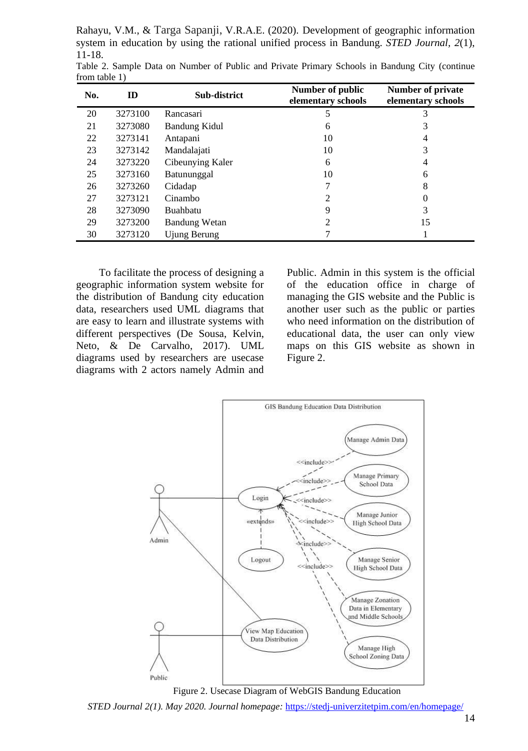Table 2. Sample Data on Number of Public and Private Primary Schools in Bandung City (continue from table 1)

| No. | ID | Sub-district | Number of public elementary schools | Number of private elementary schools |
|---|---|---|---|---|
| 20 | 3273100 | Rancasari | 5 | 3 |
| 21 | 3273080 | Bandung Kidul | 6 | 3 |
| 22 | 3273141 | Antapani | 10 | 4 |
| 23 | 3273142 | Mandalajati | 10 | 3 |
| 24 | 3273220 | Cibeunying Kaler | 6 | 4 |
| 25 | 3273160 | Batununggal | 10 | 6 |
| 26 | 3273260 | Cidadap | 7 | 8 |
| 27 | 3273121 | Cinambo | 2 | 0 |
| 28 | 3273090 | Buahbatu | 9 | 3 |
| 29 | 3273200 | Bandung Wetan | 2 | 15 |
| 30 | 3273120 | Ujung Berung | 7 | 1 |

To facilitate the process of designing a geographic information system website for the distribution of Bandung city education data, researchers used UML diagrams that are easy to learn and illustrate systems with different perspectives (De Sousa, Kelvin, Neto, & De Carvalho, 2017). UML diagrams used by researchers are usecase diagrams with 2 actors namely Admin and Public. Admin in this system is the official of the education office in charge of managing the GIS website and the Public is another user such as the public or parties who need information on the distribution of educational data, the user can only view maps on this GIS website as shown in Figure 2.

Figure 2. Usecase Diagram of WebGIS Bandung Education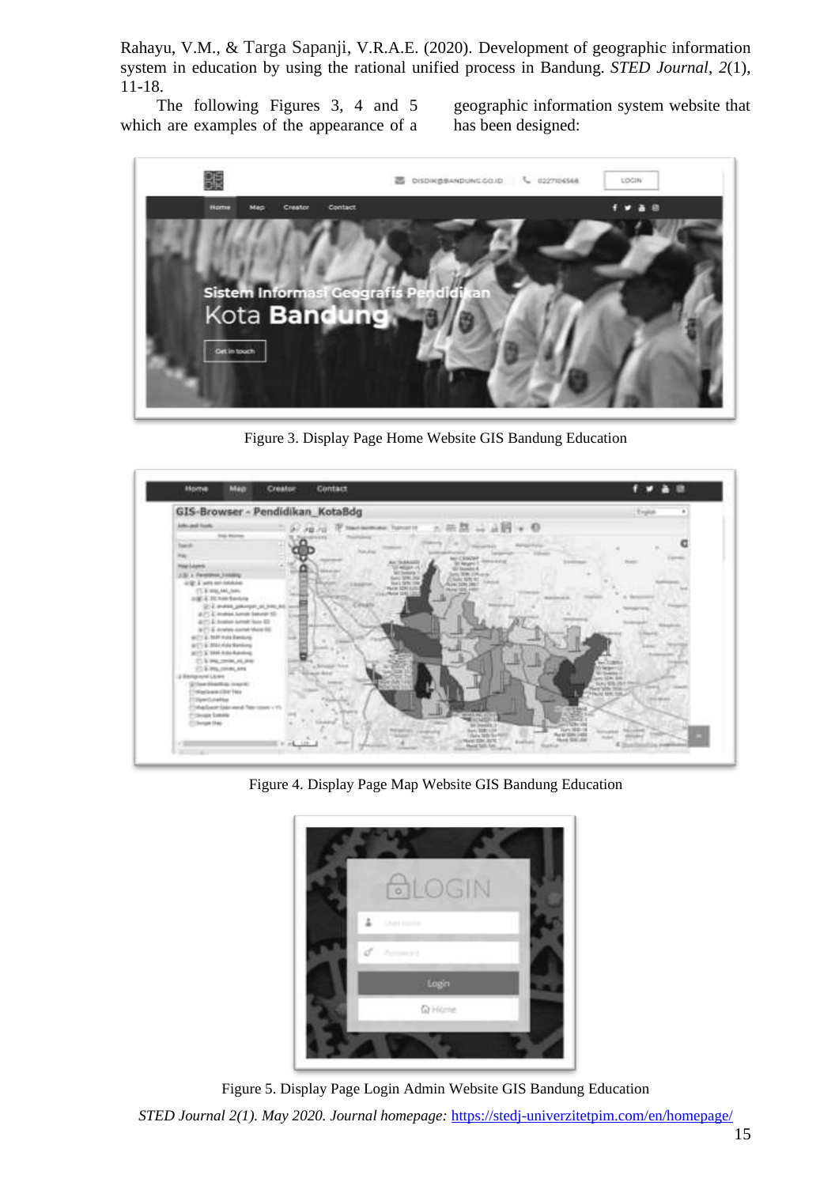The following Figures 3, 4 and 5 which are examples of the appearance of a geographic information system website that has been designed:

Figure 3. Display Page Home Website GIS Bandung Education

Figure 4. Display Page Map Website GIS Bandung Education

Figure 5. Display Page Login Admin Website GIS Bandung Education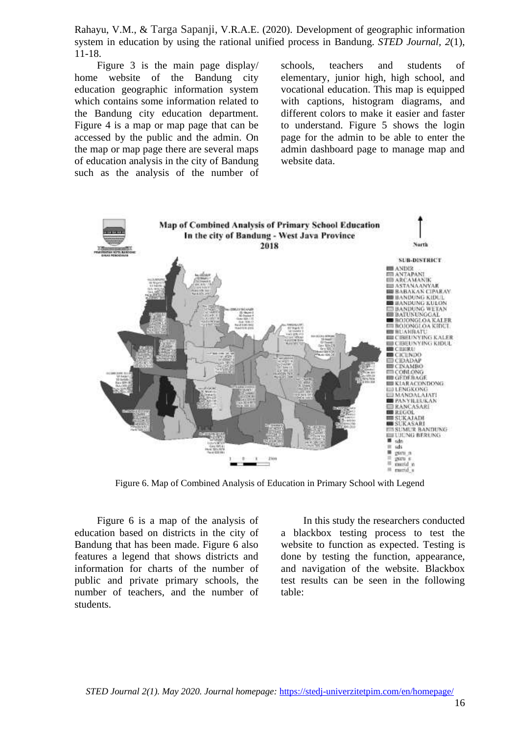Figure 3 is the main page display/ home website of the Bandung city education geographic information system which contains some information related to the Bandung city education department. Figure 4 is a map or map page that can be accessed by the public and the admin. On the map or map page there are several maps of education analysis in the city of Bandung such as the analysis of the number of schools, teachers and students of elementary, junior high, high school, and vocational education. This map is equipped with captions, histogram diagrams, and different colors to make it easier and faster to understand. Figure 5 shows the login page for the admin to be able to enter the admin dashboard page to manage map and website data.

Figure 6. Map of Combined Analysis of Education in Primary School with Legend

Figure 6 is a map of the analysis of education based on districts in the city of Bandung that has been made. Figure 6 also features a legend that shows districts and information for charts of the number of public and private primary schools, the number of teachers, and the number of students.

In this study the researchers conducted a blackbox testing process to test the website to function as expected. Testing is done by testing the function, appearance, and navigation of the website. Blackbox test results can be seen in the following table: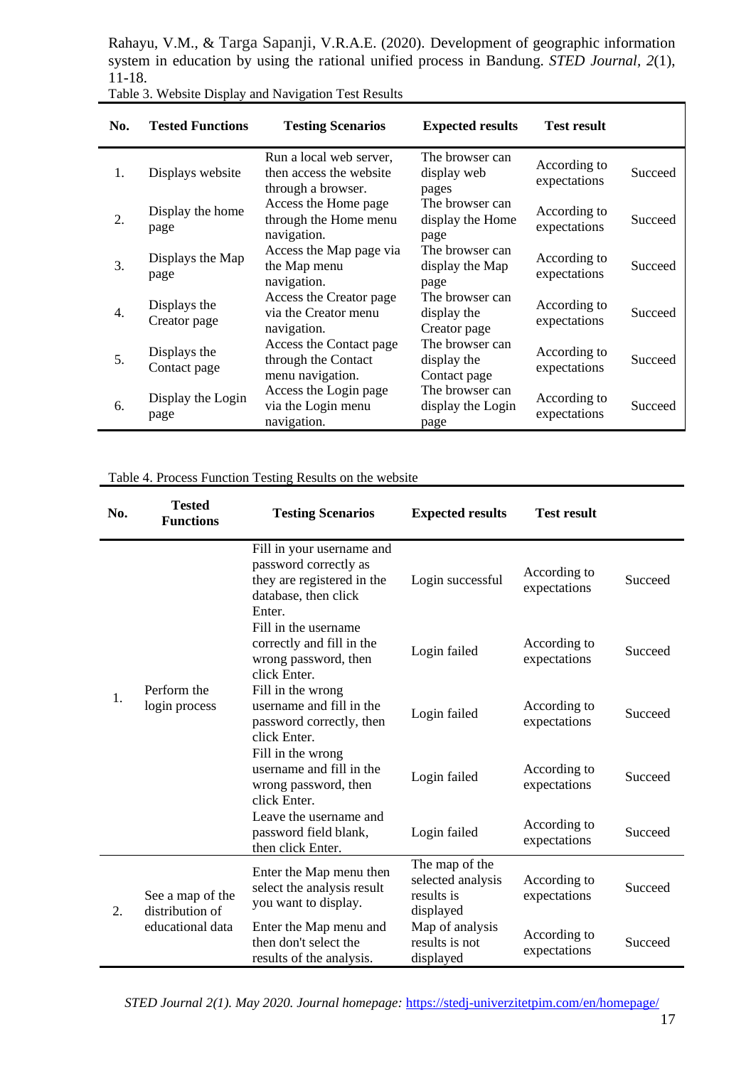Table 3. Website Display and Navigation Test Results

| No. | Tested Functions | Testing Scenarios | Expected results | Test result | |
|---|---|---|---|---|---|
| 1. | Displays website | Run a local web server, then access the website through a browser. | The browser can display web pages | According to expectations | Succeed |
| 2. | Display the home page | Access the Home page through the Home menu navigation. | The browser can display the Home page | According to expectations | Succeed |
| 3. | Displays the Map page | Access the Map page via the Map menu navigation. | The browser can display the Map page | According to expectations | Succeed |
| 4. | Displays the Creator page | Access the Creator page via the Creator menu navigation. | The browser can display the Creator page | According to expectations | Succeed |
| 5. | Displays the Contact page | Access the Contact page through the Contact menu navigation. | The browser can display the Contact page | According to expectations | Succeed |
| 6. | Display the Login page | Access the Login page via the Login menu navigation. | The browser can display the Login page | According to expectations | Succeed |

Table 4. Process Function Testing Results on the website

| No. | Tested Functions | Testing Scenarios | Expected results | Test result | |
|---|---|---|---|---|---|
| 1. | Perform the login process | Fill in your username and password correctly as they are registered in the database, then click Enter. | Login successful | According to expectations | Succeed |
| | | Fill in the username correctly and fill in the wrong password, then click Enter. | Login failed | According to expectations | Succeed |
| | | Fill in the wrong username and fill in the password correctly, then click Enter. | Login failed | According to expectations | Succeed |
| | | Fill in the wrong username and fill in the wrong password, then click Enter. | Login failed | According to expectations | Succeed |
| | | Leave the username and password field blank, then click Enter. | Login failed | According to expectations | Succeed |
| 2. | See a map of the distribution of educational data | Enter the Map menu then select the analysis result you want to display. | The map of the selected analysis results is displayed | According to expectations | Succeed |
| | | Enter the Map menu and then don't select the results of the analysis. | Map of analysis results is not displayed | According to expectations | Succeed |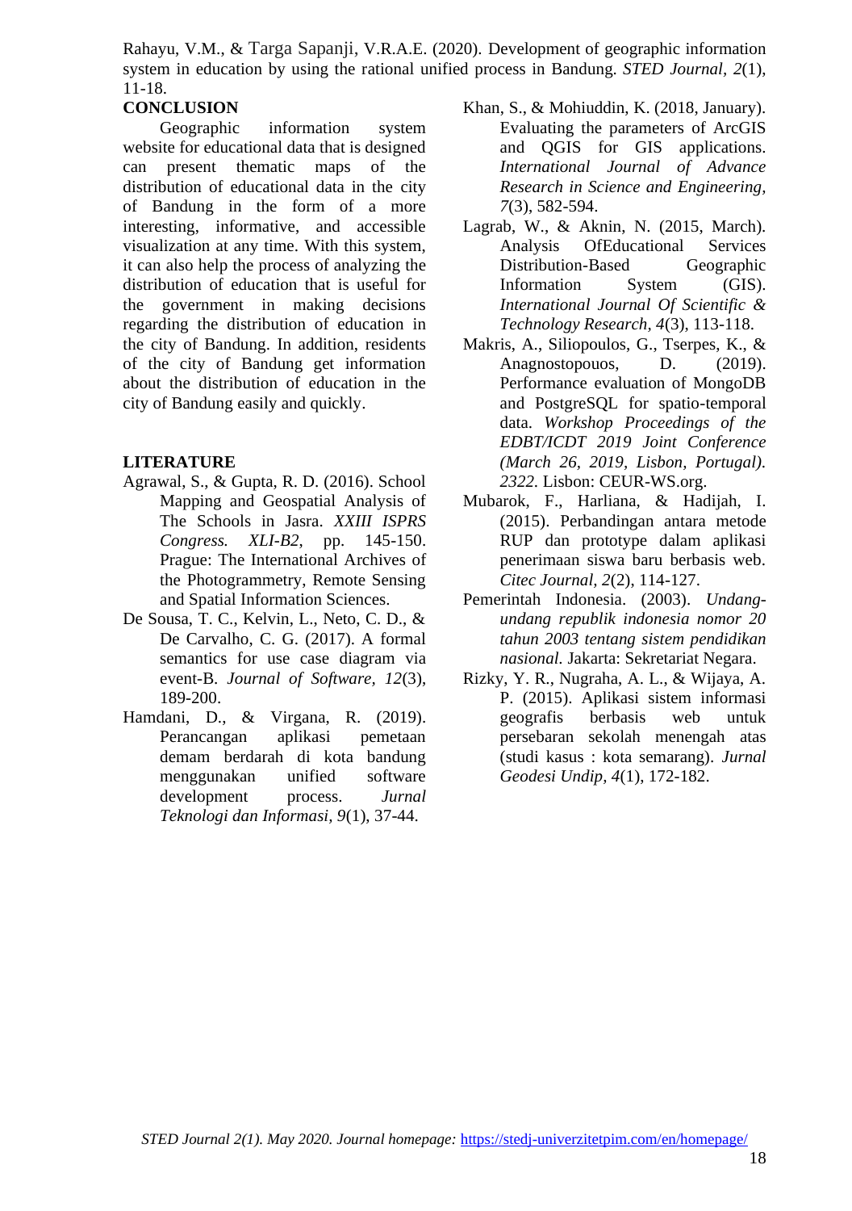Rahayu, V.M., & Targa Sapanji, V.R.A.E. (2020). Development of geographic information system in education by using the rational unified process in Bandung. *STED Journal, 2*(1), 11-18.

## CONCLUSION

Geographic information system website for educational data that is designed can present thematic maps of the distribution of educational data in the city of Bandung in the form of a more interesting, informative, and accessible visualization at any time. With this system, it can also help the process of analyzing the distribution of education that is useful for the government in making decisions regarding the distribution of education in the city of Bandung. In addition, residents of the city of Bandung get information about the distribution of education in the city of Bandung easily and quickly.

## LITERATURE

Agrawal, S., & Gupta, R. D. (2016). School Mapping and Geospatial Analysis of The Schools in Jasra. *XXIII ISPRS Congress. XLI-B2*, pp. 145-150. Prague: The International Archives of the Photogrammetry, Remote Sensing and Spatial Information Sciences.

De Sousa, T. C., Kelvin, L., Neto, C. D., & De Carvalho, C. G. (2017). A formal semantics for use case diagram via event-B. *Journal of Software, 12*(3), 189-200.

Hamdani, D., & Virgana, R. (2019). Perancangan aplikasi pemetaan demam berdarah di kota bandung menggunakan unified software development process. *Jurnal Teknologi dan Informasi, 9*(1), 37-44.

Khan, S., & Mohiuddin, K. (2018, January). Evaluating the parameters of ArcGIS and QGIS for GIS applications. *International Journal of Advance Research in Science and Engineering, 7*(3), 582-594.

Lagrab, W., & Aknin, N. (2015, March). Analysis OfEducational Services Distribution-Based Geographic Information System (GIS). *International Journal Of Scientific & Technology Research, 4*(3), 113-118.

Makris, A., Siliopoulos, G., Tserpes, K., & Anagnostopouos, D. (2019). Performance evaluation of MongoDB and PostgreSQL for spatio-temporal data. *Workshop Proceedings of the EDBT/ICDT 2019 Joint Conference (March 26, 2019, Lisbon, Portugal). 2322.* Lisbon: CEUR-WS.org.

Mubarok, F., Harliana, & Hadijah, I. (2015). Perbandingan antara metode RUP dan prototype dalam aplikasi penerimaan siswa baru berbasis web. *Citec Journal, 2*(2), 114-127.

Pemerintah Indonesia. (2003). *Undang-undang republik indonesia nomor 20 tahun 2003 tentang sistem pendidikan nasional.* Jakarta: Sekretariat Negara.

Rizky, Y. R., Nugraha, A. L., & Wijaya, A. P. (2015). Aplikasi sistem informasi geografis berbasis web untuk persebaran sekolah menengah atas (studi kasus : kota semarang). *Jurnal Geodesi Undip, 4*(1), 172-182.